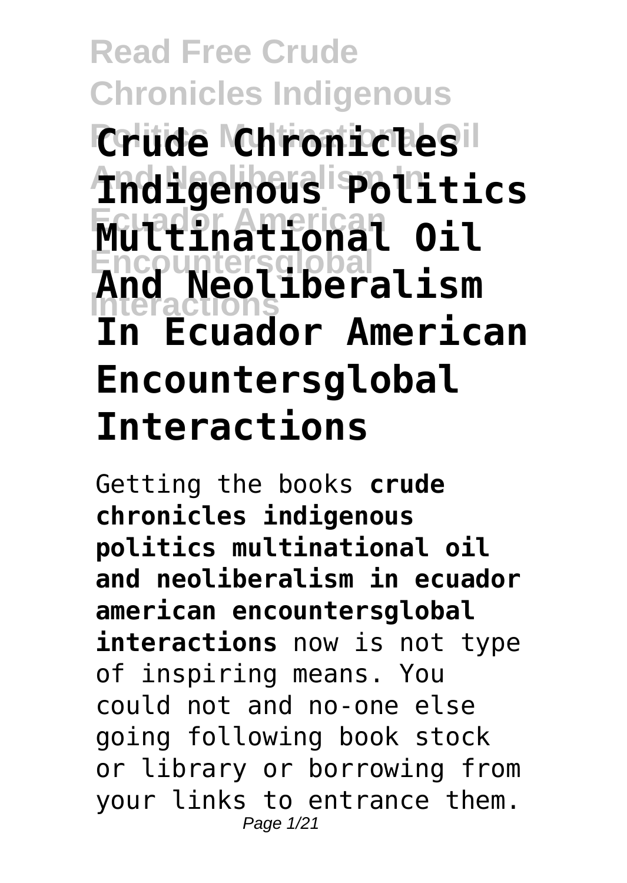# Read Free Crude Chronicles Indigenous Politics Multinational Oil

# Crude Chronicles Indigenous Politics Multinational Oil And Neoliberalism In Ecuador American Encountersglobal Interactions

Getting the books **crude chronicles indigenous politics multinational oil and neoliberalism in ecuador american encountersglobal interactions** now is not type of inspiring means. You could not and no-one else going following book stock or library or borrowing from your links to entrance them.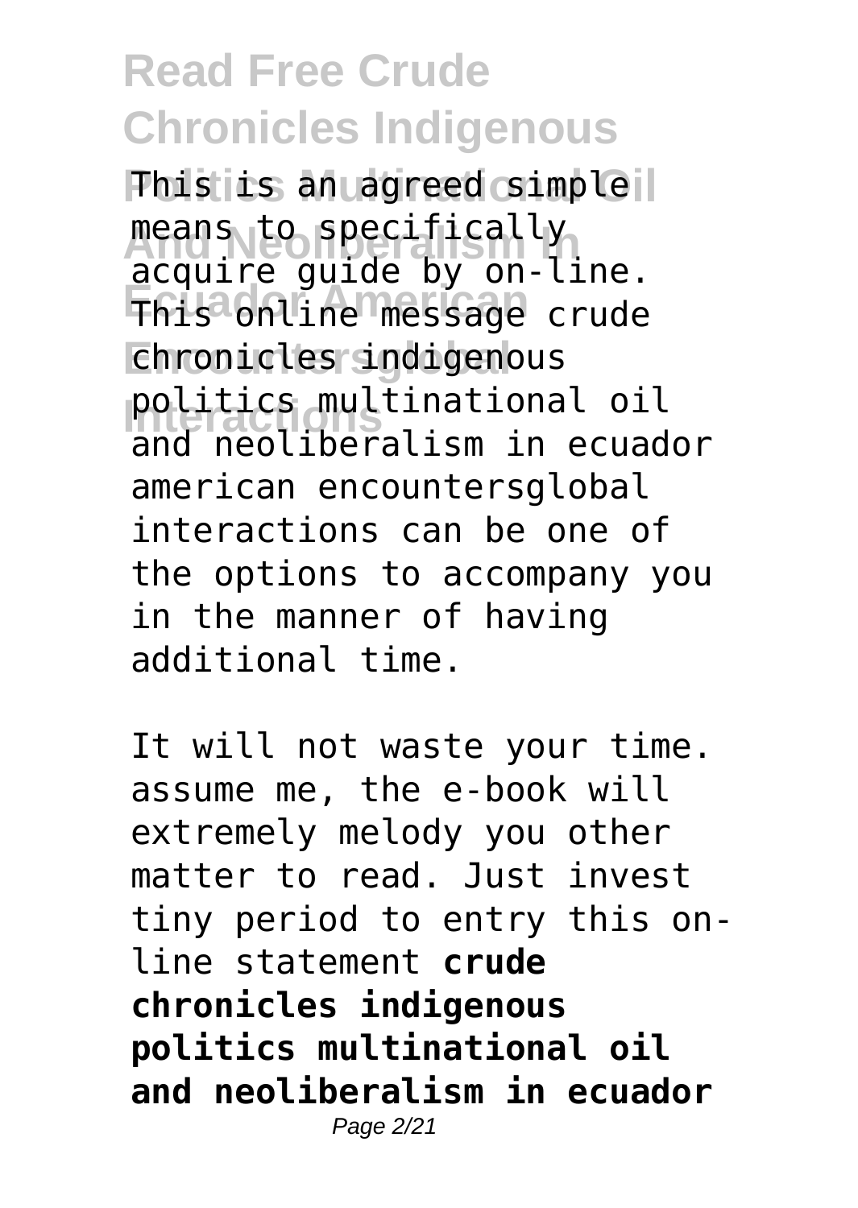This is an agreed simple means to specifically acquire guide by on-line. This online message crude chronicles indigenous politics multinational oil and neoliberalism in ecuador american encountersglobal interactions can be one of the options to accompany you in the manner of having additional time.

It will not waste your time. assume me, the e-book will extremely melody you other matter to read. Just invest tiny period to entry this on-line statement **crude chronicles indigenous politics multinational oil and neoliberalism in ecuador**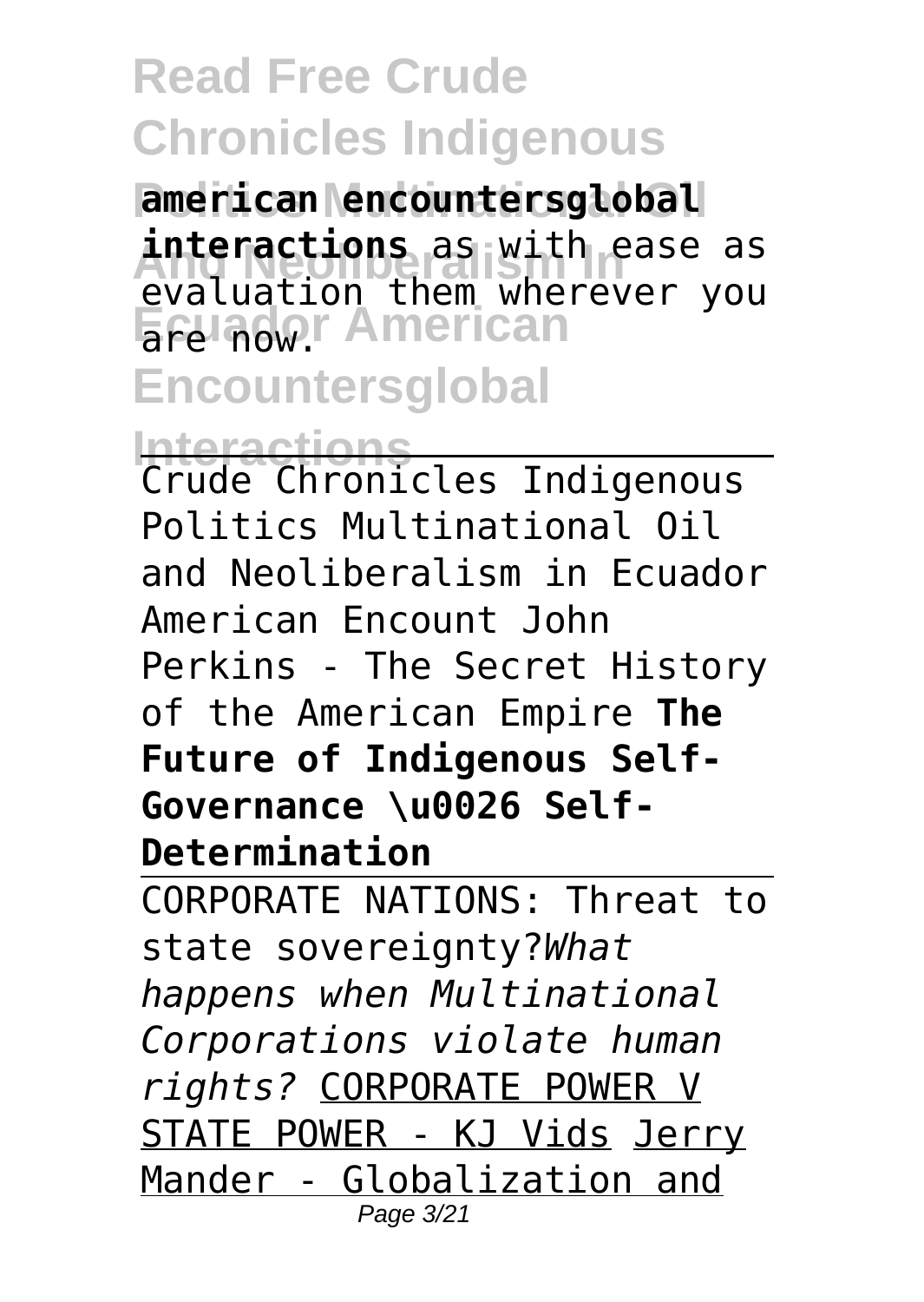**american encountersglobal interactions** as with ease as evaluation them wherever you are now.

Crude Chronicles Indigenous Politics Multinational Oil and Neoliberalism in Ecuador American Encount John Perkins - The Secret History of the American Empire **The Future of Indigenous Self-Governance \u0026 Self-Determination**

CORPORATE NATIONS: Threat to state sovereignty? *What happens when Multinational Corporations violate human rights?* CORPORATE POWER V STATE POWER - KJ Vids Jerry Mander - Globalization and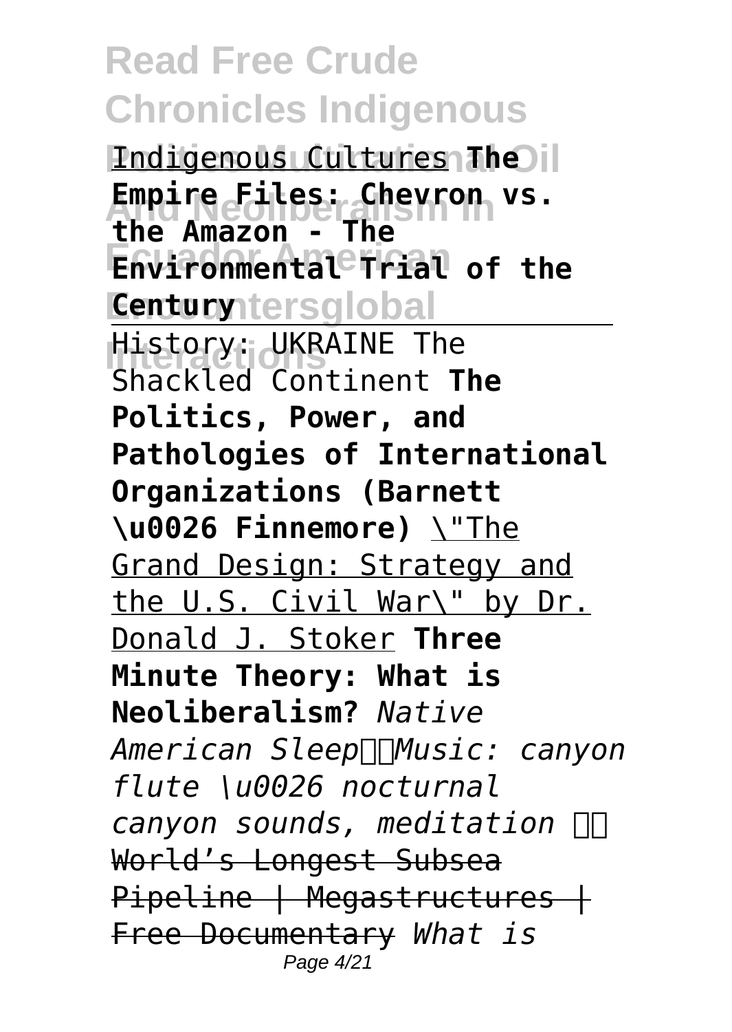Indigenous Cultures **The Empire Files: Chevron vs. the Amazon - The Environmental Trial of the Century**

History: UKRAINE The Shackled Continent **The Politics, Power, and Pathologies of International Organizations (Barnett \u0026 Finnemore)** \"The Grand Design: Strategy and the U.S. Civil War\" by Dr. Donald J. Stoker **Three Minute Theory: What is Neoliberalism?** *Native American Sleep Music: canyon flute \u0026 nocturnal canyon sounds, meditation* ~~World's Longest Subsea Pipeline | Megastructures | Free Documentary~~ *What is*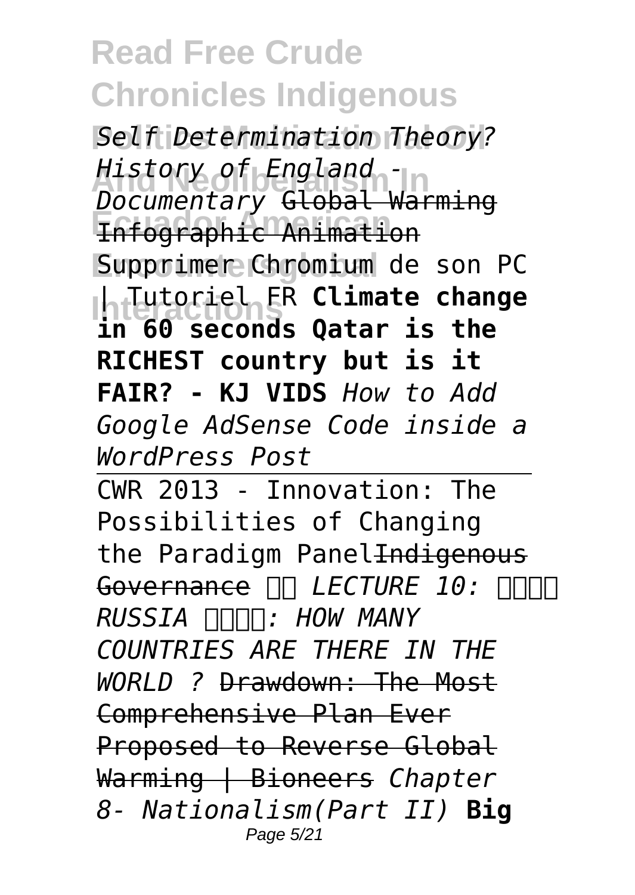*Self Determination Theory? History of England - Documentary* Global Warming Infographic Animation Supprimer Chromium de son PC | Tutoriel FR **Climate change in 60 seconds Qatar is the RICHEST country but is it FAIR? - KJ VIDS** *How to Add Google AdSense Code inside a WordPress Post*

CWR 2013 - Innovation: The Possibilities of Changing the Paradigm Panel ~~Indigenous Governance~~ *LECTURE 10: RUSSIA : HOW MANY COUNTRIES ARE THERE IN THE WORLD ?* ~~Drawdown: The Most Comprehensive Plan Ever Proposed to Reverse Global Warming | Bioneers~~ *Chapter 8- Nationalism(Part II)* **Big**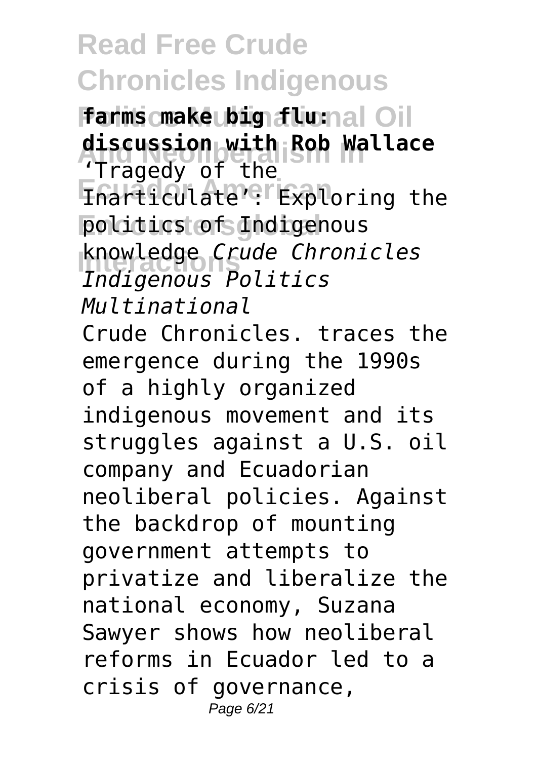**farms make big flu: discussion with Rob Wallace**

'Tragedy of the Inarticulate': Exploring the politics of Indigenous knowledge *Crude Chronicles Indigenous Politics Multinational*

Crude Chronicles. traces the emergence during the 1990s of a highly organized indigenous movement and its struggles against a U.S. oil company and Ecuadorian neoliberal policies. Against the backdrop of mounting government attempts to privatize and liberalize the national economy, Suzana Sawyer shows how neoliberal reforms in Ecuador led to a crisis of governance,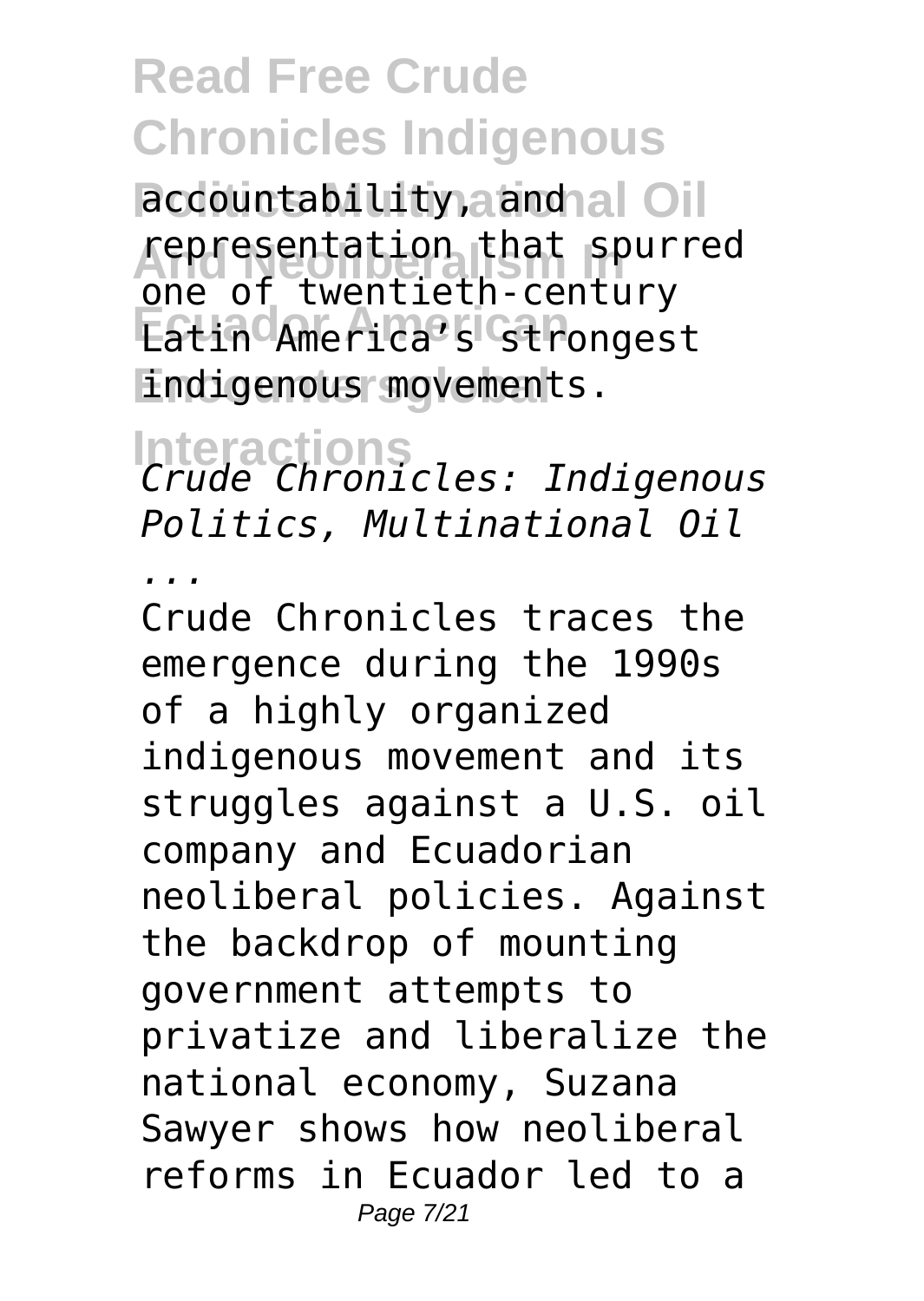accountability, and representation that spurred one of twentieth-century Latin America's strongest indigenous movements.

*Crude Chronicles: Indigenous Politics, Multinational Oil ...*

Crude Chronicles traces the emergence during the 1990s of a highly organized indigenous movement and its struggles against a U.S. oil company and Ecuadorian neoliberal policies. Against the backdrop of mounting government attempts to privatize and liberalize the national economy, Suzana Sawyer shows how neoliberal reforms in Ecuador led to a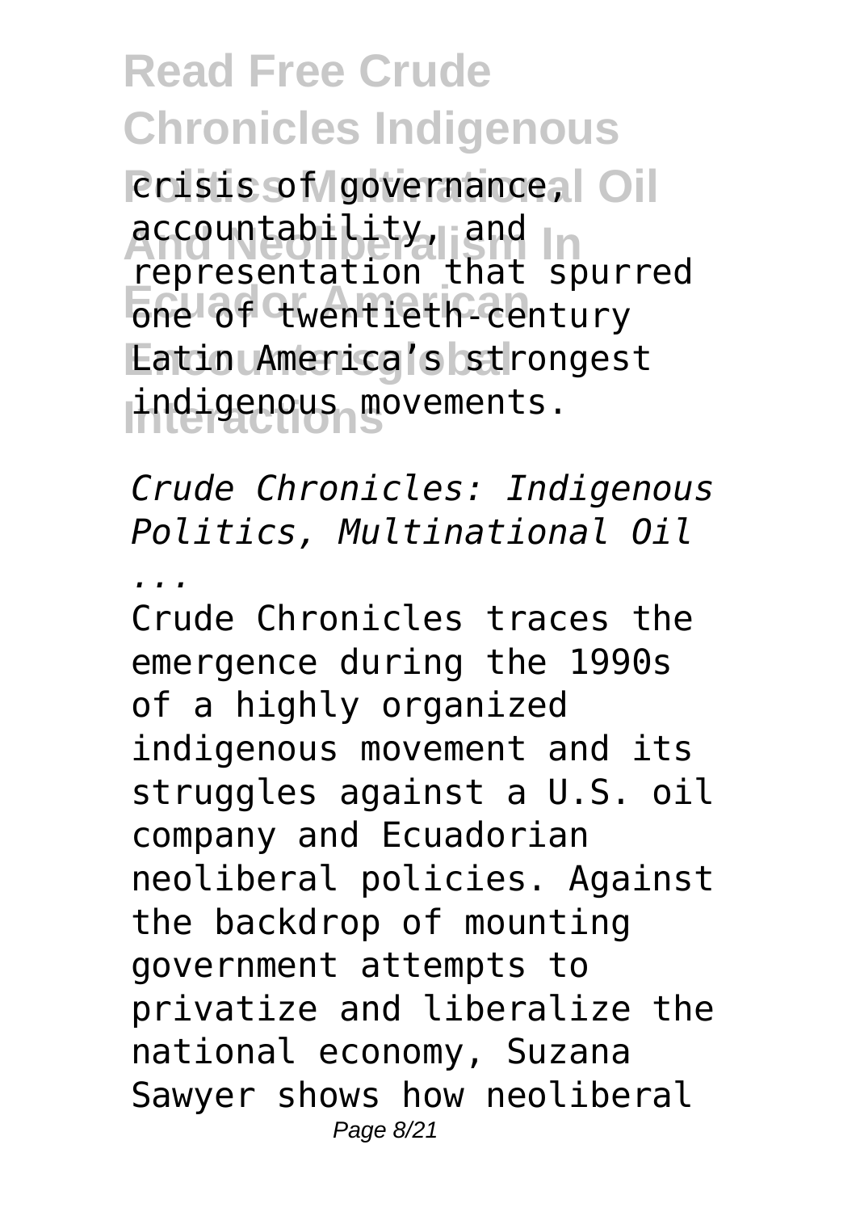crisis of governance, accountability, and representation that spurred one of twentieth-century Latin America's strongest indigenous movements.

*Crude Chronicles: Indigenous Politics, Multinational Oil ...*

Crude Chronicles traces the emergence during the 1990s of a highly organized indigenous movement and its struggles against a U.S. oil company and Ecuadorian neoliberal policies. Against the backdrop of mounting government attempts to privatize and liberalize the national economy, Suzana Sawyer shows how neoliberal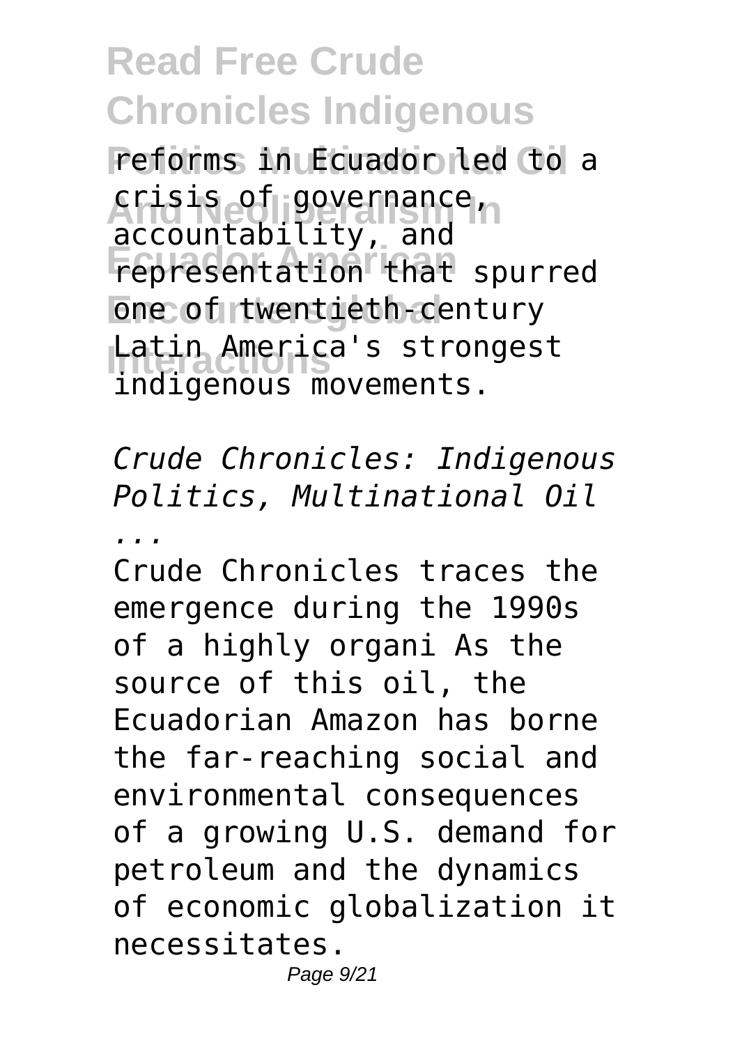reforms in Ecuador led to a crisis of governance, accountability, and representation that spurred one of twentieth-century Latin America's strongest indigenous movements.

*Crude Chronicles: Indigenous Politics, Multinational Oil ...*

Crude Chronicles traces the emergence during the 1990s of a highly organi As the source of this oil, the Ecuadorian Amazon has borne the far-reaching social and environmental consequences of a growing U.S. demand for petroleum and the dynamics of economic globalization it necessitates.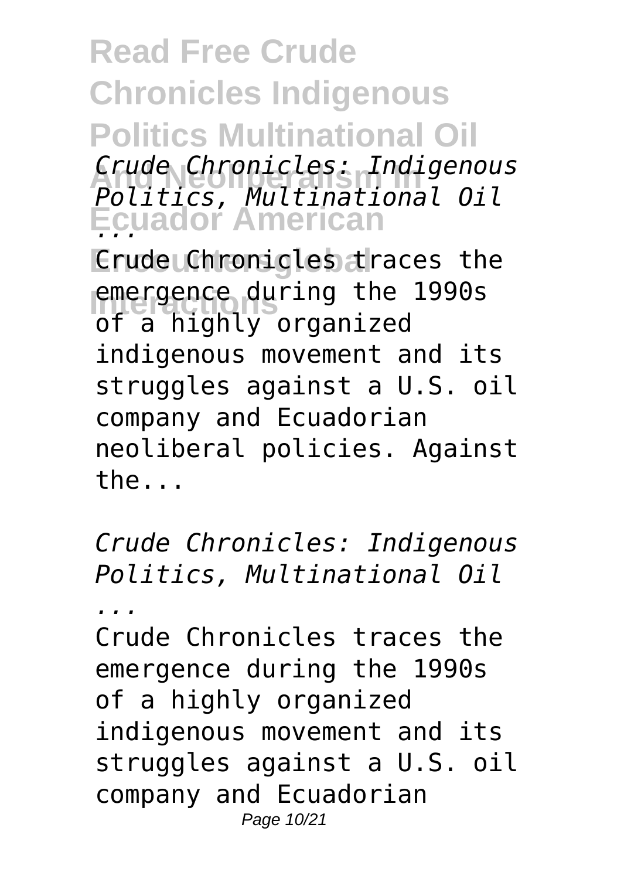*Crude Chronicles: Indigenous Politics, Multinational Oil ...*

Crude Chronicles traces the emergence during the 1990s of a highly organized indigenous movement and its struggles against a U.S. oil company and Ecuadorian neoliberal policies. Against the...

*Crude Chronicles: Indigenous Politics, Multinational Oil ...*

Crude Chronicles traces the emergence during the 1990s of a highly organized indigenous movement and its struggles against a U.S. oil company and Ecuadorian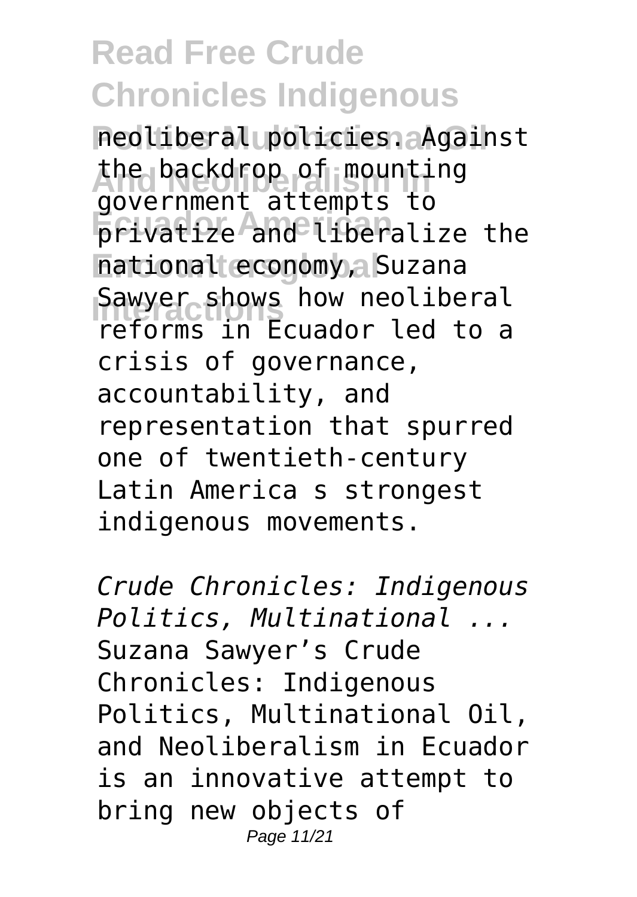neoliberal policies. Against the backdrop of mounting government attempts to privatize and liberalize the national economy, Suzana Sawyer shows how neoliberal reforms in Ecuador led to a crisis of governance, accountability, and representation that spurred one of twentieth-century Latin America s strongest indigenous movements.

*Crude Chronicles: Indigenous Politics, Multinational ...*

Suzana Sawyer's Crude Chronicles: Indigenous Politics, Multinational Oil, and Neoliberalism in Ecuador is an innovative attempt to bring new objects of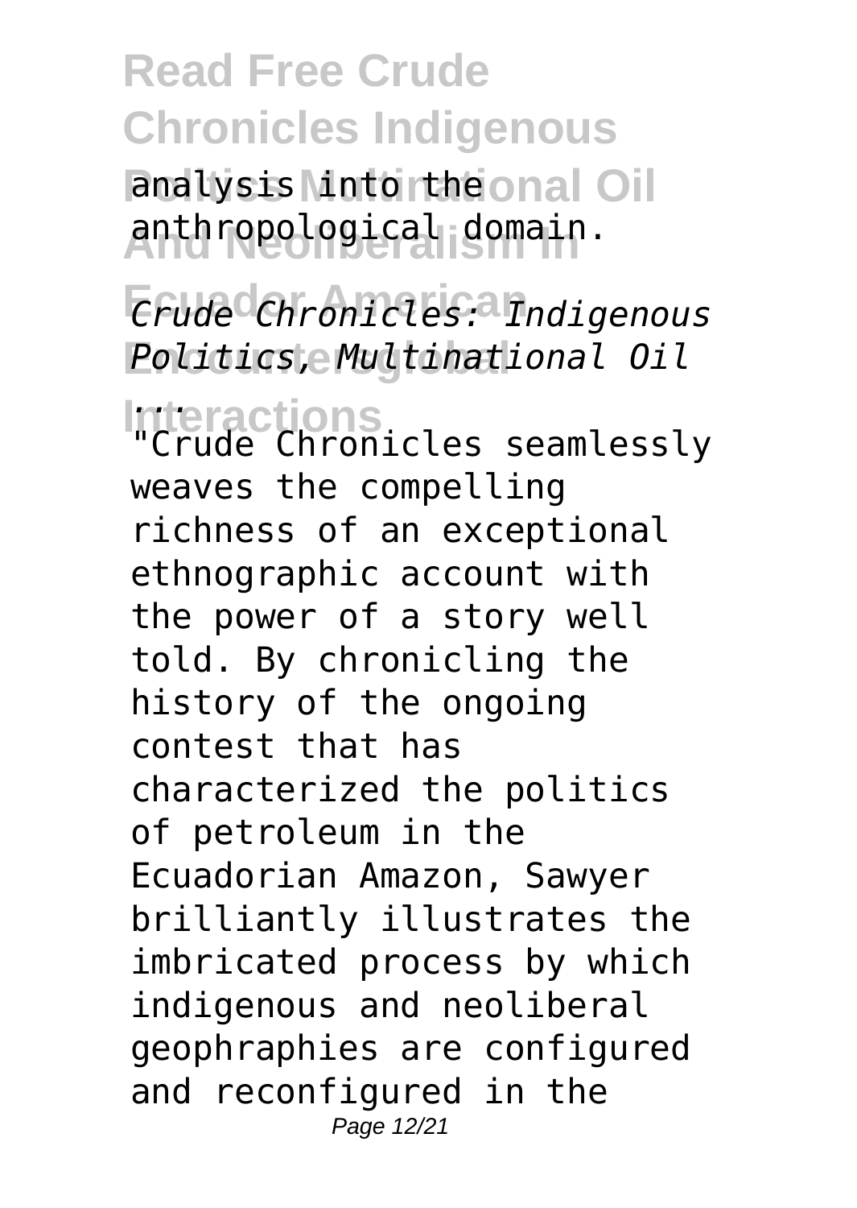analysis into the anthropological domain.

*Crude Chronicles: Indigenous Politics, Multinational Oil ...*

"Crude Chronicles seamlessly weaves the compelling richness of an exceptional ethnographic account with the power of a story well told. By chronicling the history of the ongoing contest that has characterized the politics of petroleum in the Ecuadorian Amazon, Sawyer brilliantly illustrates the imbricated process by which indigenous and neoliberal geophraphies are configured and reconfigured in the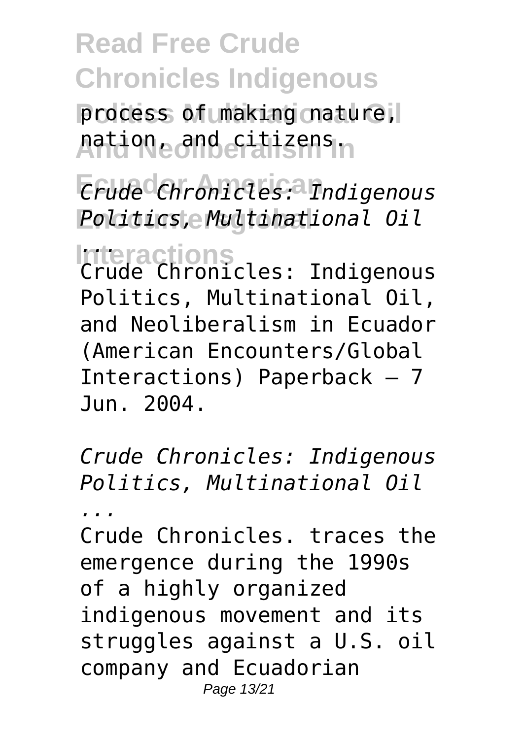process of making nature, nation, and citizens.

*Crude Chronicles: Indigenous Politics, Multinational Oil ...*

Crude Chronicles: Indigenous Politics, Multinational Oil, and Neoliberalism in Ecuador (American Encounters/Global Interactions) Paperback – 7 Jun. 2004.

*Crude Chronicles: Indigenous Politics, Multinational Oil ...*

Crude Chronicles. traces the emergence during the 1990s of a highly organized indigenous movement and its struggles against a U.S. oil company and Ecuadorian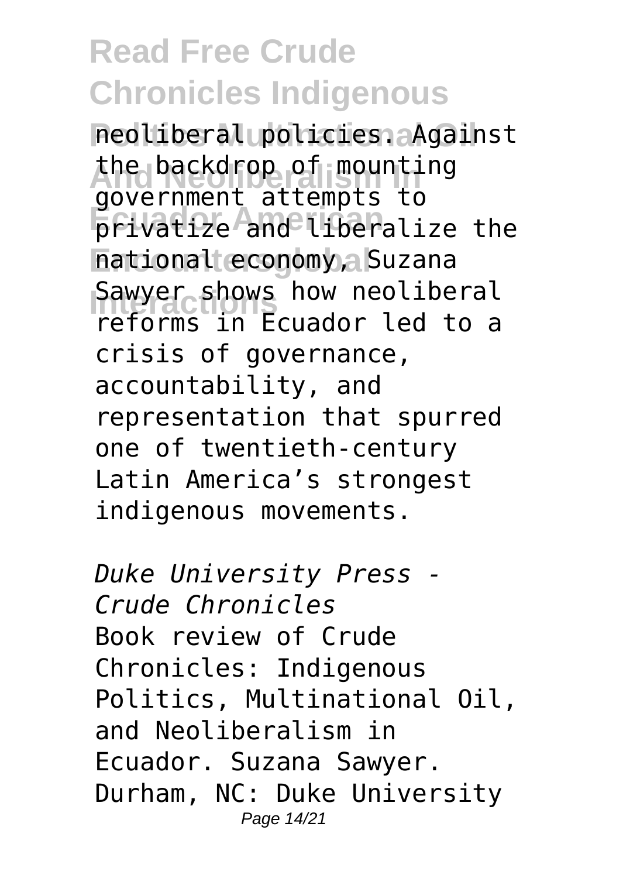neoliberal policies. Against the backdrop of mounting government attempts to privatize and liberalize the national economy, Suzana Sawyer shows how neoliberal reforms in Ecuador led to a crisis of governance, accountability, and representation that spurred one of twentieth-century Latin America's strongest indigenous movements.

*Duke University Press - Crude Chronicles*

Book review of Crude Chronicles: Indigenous Politics, Multinational Oil, and Neoliberalism in Ecuador. Suzana Sawyer. Durham, NC: Duke University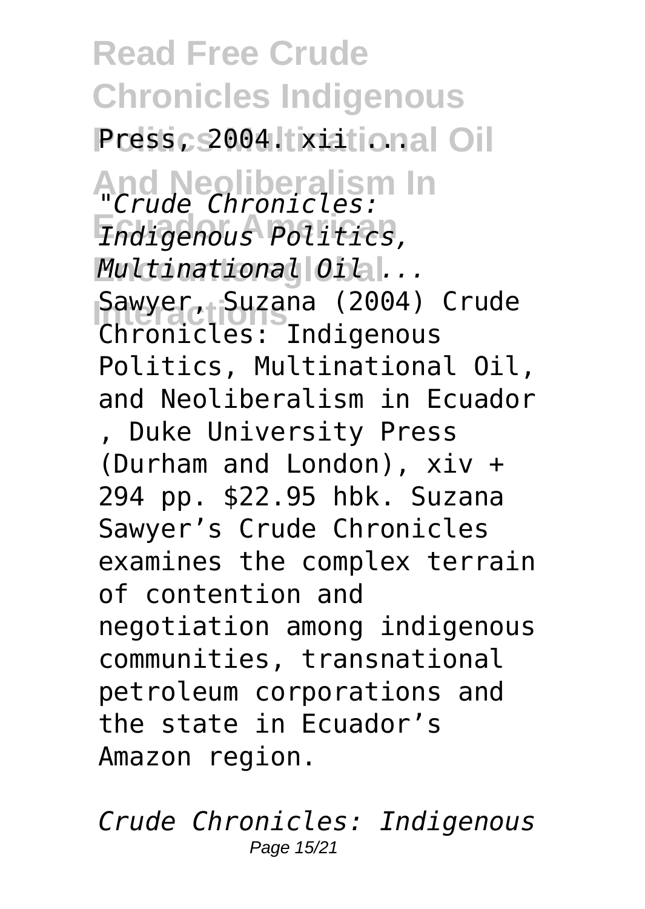Press, 2004. xii ...

*"Crude Chronicles: Indigenous Politics, Multinational Oil ...*

Sawyer, Suzana (2004) Crude Chronicles: Indigenous Politics, Multinational Oil, and Neoliberalism in Ecuador , Duke University Press (Durham and London), xiv + 294 pp. $22.95 hbk. Suzana Sawyer's Crude Chronicles examines the complex terrain of contention and negotiation among indigenous communities, transnational petroleum corporations and the state in Ecuador's Amazon region.

*Crude Chronicles: Indigenous*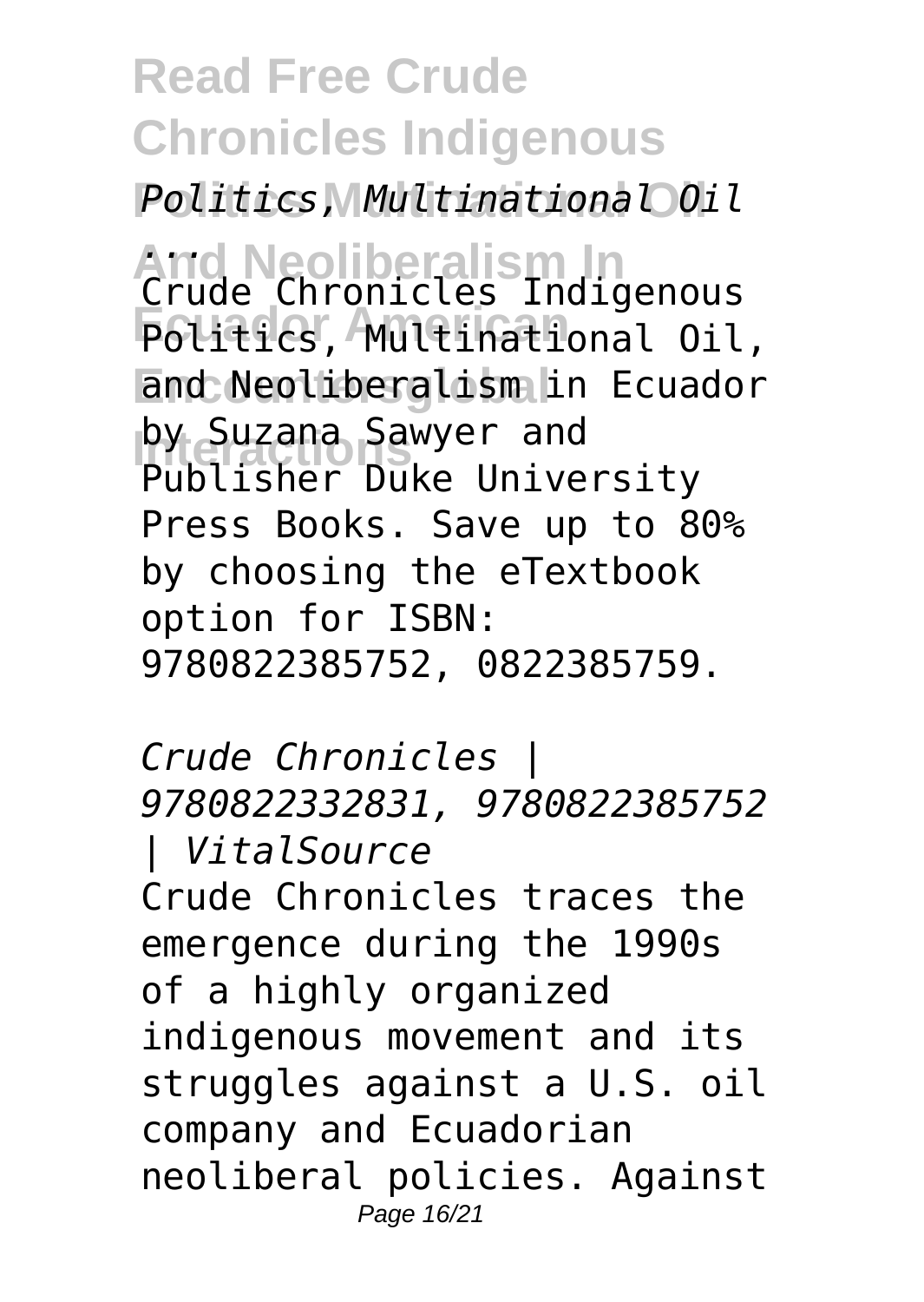*Politics, Multinational Oil ...*

Crude Chronicles Indigenous Politics, Multinational Oil, and Neoliberalism in Ecuador by Suzana Sawyer and Publisher Duke University Press Books. Save up to 80% by choosing the eTextbook option for ISBN: 9780822385752, 0822385759.

*Crude Chronicles | 9780822332831, 9780822385752 | VitalSource*

Crude Chronicles traces the emergence during the 1990s of a highly organized indigenous movement and its struggles against a U.S. oil company and Ecuadorian neoliberal policies. Against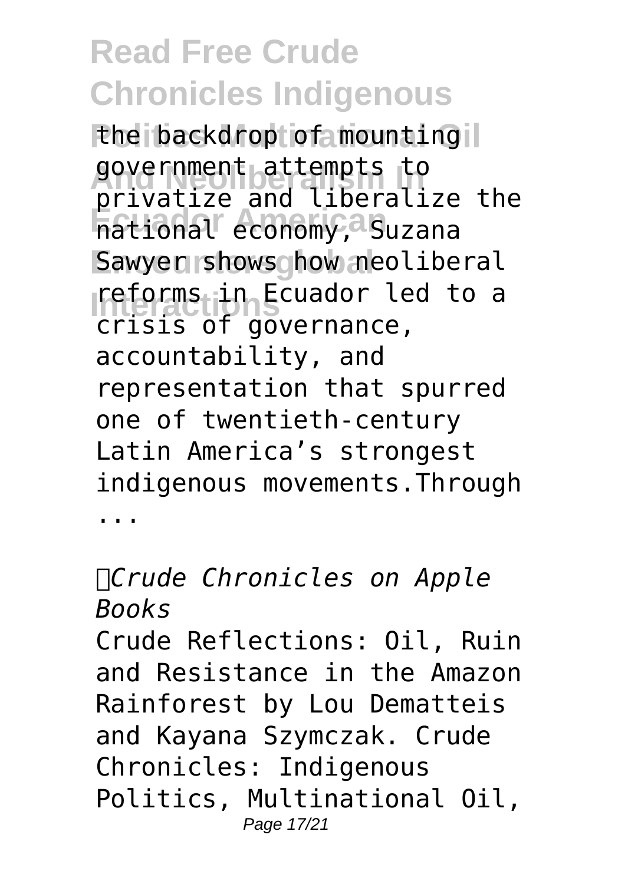the backdrop of mounting government attempts to privatize and liberalize the national economy, Suzana Sawyer shows how neoliberal reforms in Ecuador led to a crisis of governance, accountability, and representation that spurred one of twentieth-century Latin America's strongest indigenous movements.Through ...

*Crude Chronicles on Apple Books*

Crude Reflections: Oil, Ruin and Resistance in the Amazon Rainforest by Lou Dematteis and Kayana Szymczak. Crude Chronicles: Indigenous Politics, Multinational Oil,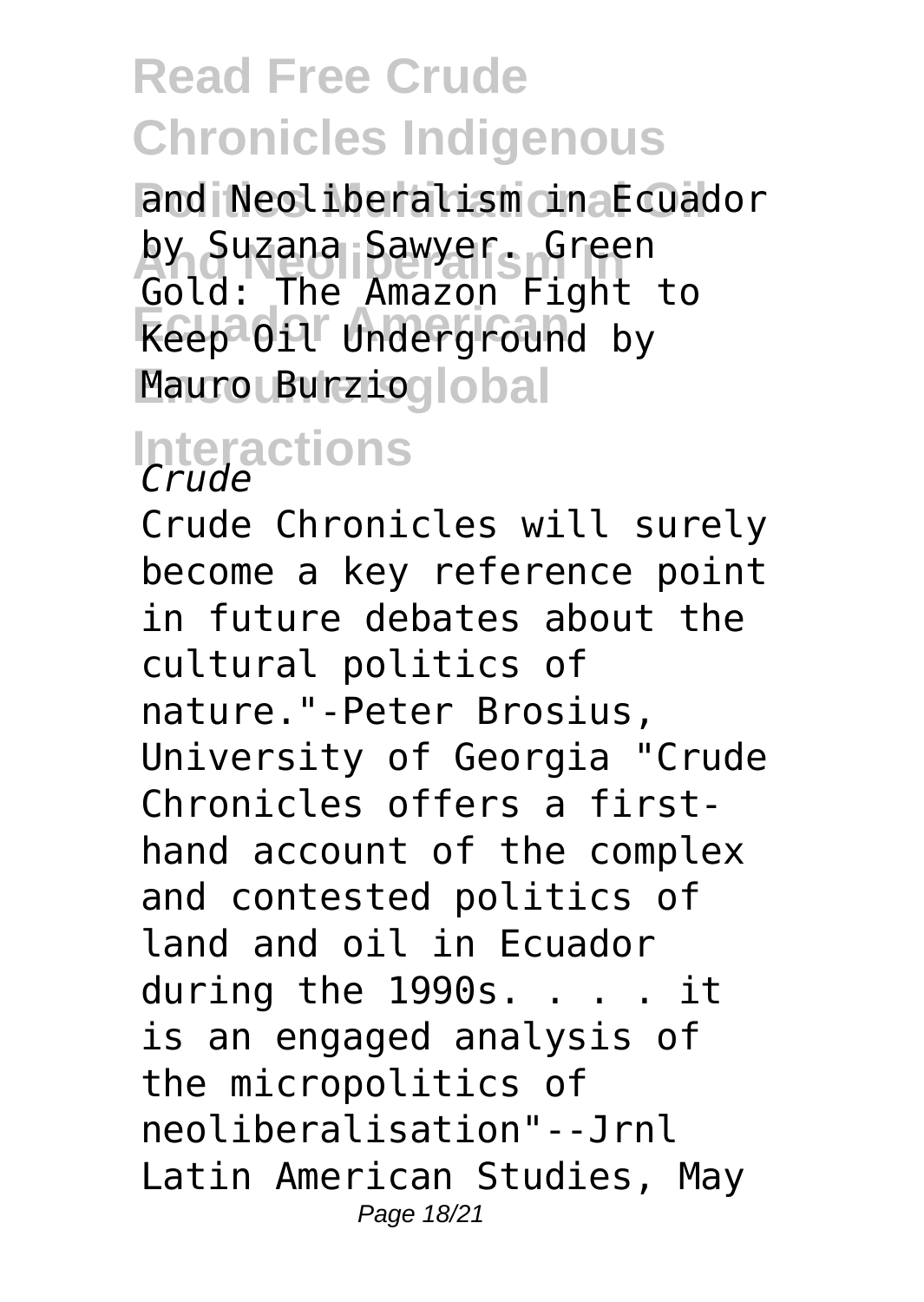and Neoliberalism in Ecuador by Suzana Sawyer. Green Gold: The Amazon Fight to Keep Oil Underground by Mauro Burzio

*Crude*

Crude Chronicles will surely become a key reference point in future debates about the cultural politics of nature."-Peter Brosius, University of Georgia "Crude Chronicles offers a first-hand account of the complex and contested politics of land and oil in Ecuador during the 1990s. . . . it is an engaged analysis of the micropolitics of neoliberalisation"--Jrnl Latin American Studies, May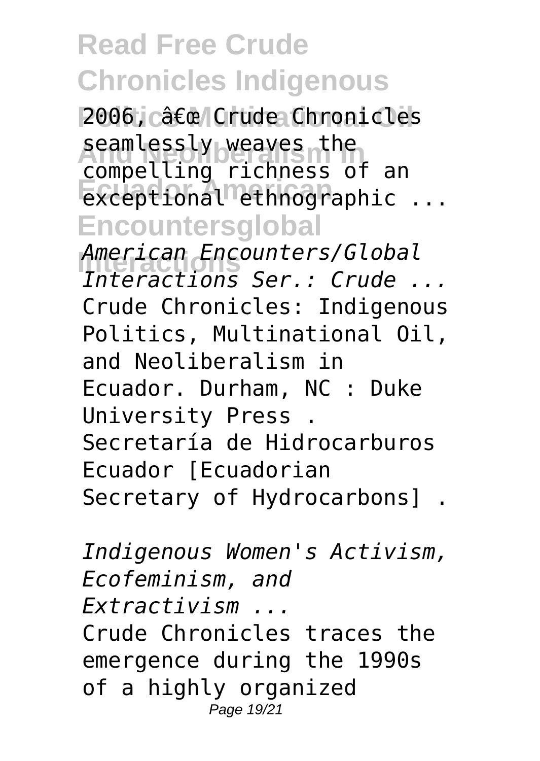2006, â€œ Crude Chronicles seamlessly weaves the compelling richness of an exceptional ethnographic ...

*American Encounters/Global Interactions Ser.: Crude ...*

Crude Chronicles: Indigenous Politics, Multinational Oil, and Neoliberalism in Ecuador. Durham, NC : Duke University Press . Secretaría de Hidrocarburos Ecuador [Ecuadorian Secretary of Hydrocarbons] .

*Indigenous Women's Activism, Ecofeminism, and Extractivism ...*

Crude Chronicles traces the emergence during the 1990s of a highly organized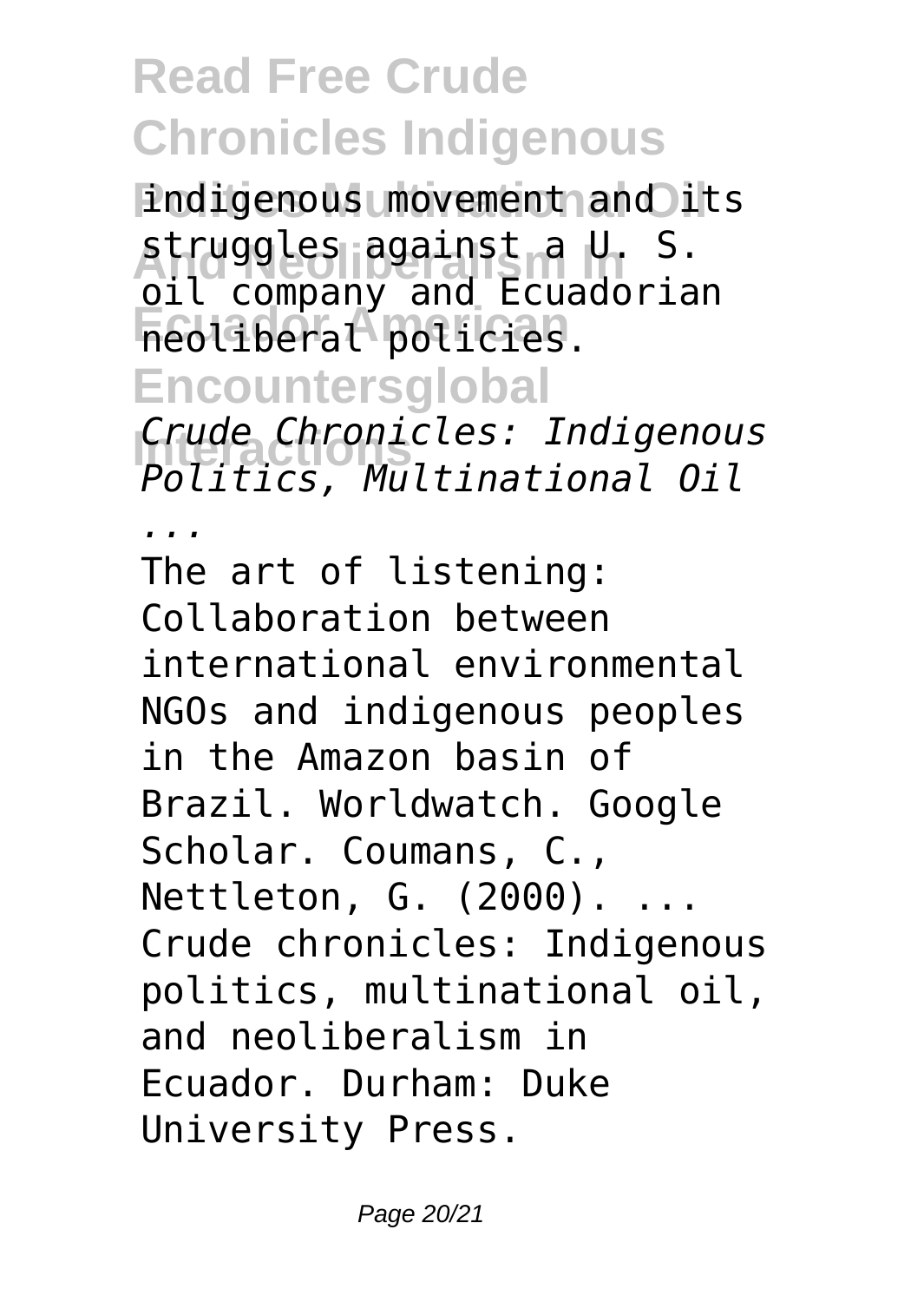indigenous movement and its struggles against a U. S. oil company and Ecuadorian neoliberal policies.

*Crude Chronicles: Indigenous Politics, Multinational Oil ...*

The art of listening: Collaboration between international environmental NGOs and indigenous peoples in the Amazon basin of Brazil. Worldwatch. Google Scholar. Coumans, C., Nettleton, G. (2000). ... Crude chronicles: Indigenous politics, multinational oil, and neoliberalism in Ecuador. Durham: Duke University Press.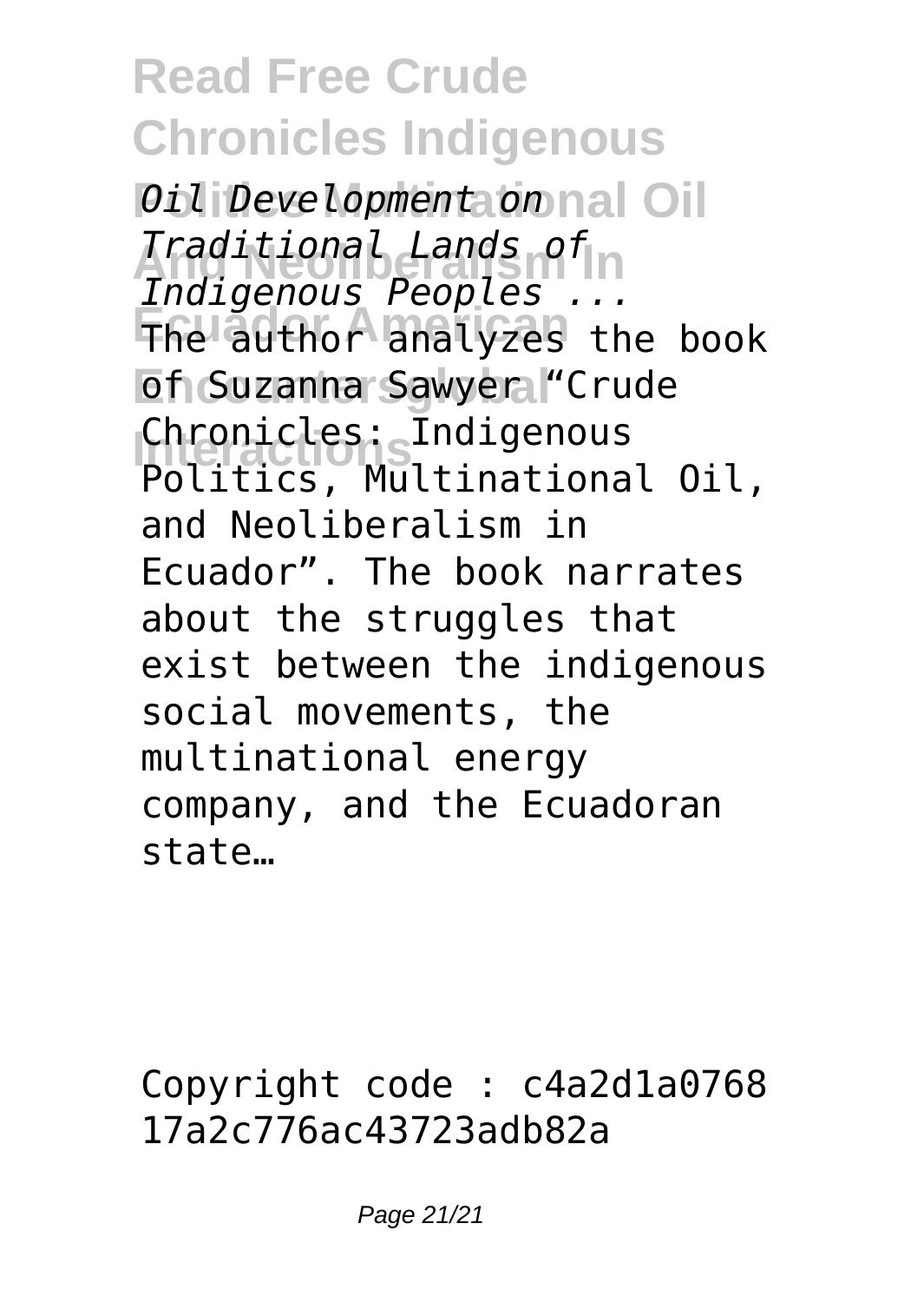*Oil Development on Traditional Lands of Indigenous Peoples ...*

The author analyzes the book of Suzanna Sawyer "Crude Chronicles: Indigenous Politics, Multinational Oil, and Neoliberalism in Ecuador". The book narrates about the struggles that exist between the indigenous social movements, the multinational energy company, and the Ecuadoran state…

Copyright code : c4a2d1a076817a2c776ac43723adb82a